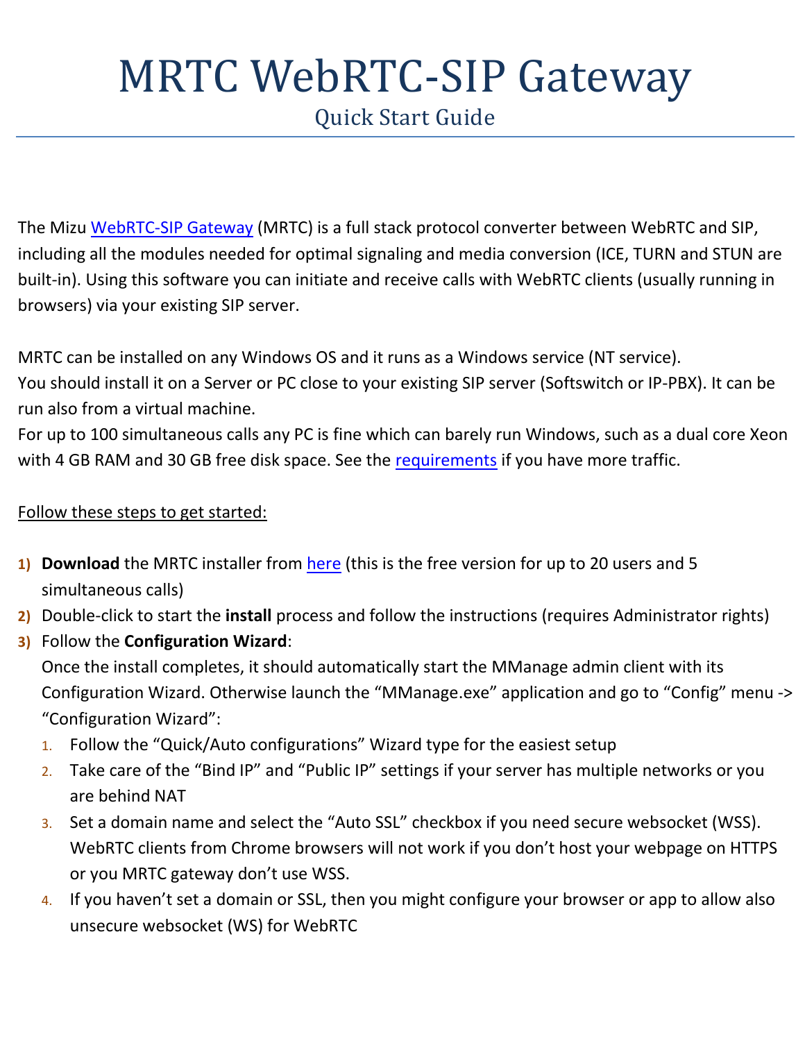// MRTC WebRTC-SIP Gateway

## Quick Start Guide

The Mizu WebRTC-SIP Gateway (MRTC) is a full stack protocol converter between WebRTC and SIP, including all the modules needed for optimal signaling and media conversion (ICE, TURN and STUN are built-in). Using this software you can initiate and receive calls with WebRTC clients (usually running in browsers) via your existing SIP server.

MRTC can be installed on any Windows OS and it runs as a Windows service (NT service).
You should install it on a Server or PC close to your existing SIP server (Softswitch or IP-PBX). It can be run also from a virtual machine.
For up to 100 simultaneous calls any PC is fine which can barely run Windows, such as a dual core Xeon with 4 GB RAM and 30 GB free disk space. See the requirements if you have more traffic.

Follow these steps to get started:

1) **Download** the MRTC installer from here (this is the free version for up to 20 users and 5 simultaneous calls)
2) Double-click to start the **install** process and follow the instructions (requires Administrator rights)
3) Follow the **Configuration Wizard**:
   Once the install completes, it should automatically start the MManage admin client with its Configuration Wizard. Otherwise launch the "MManage.exe" application and go to "Config" menu -> "Configuration Wizard":
   1. Follow the "Quick/Auto configurations" Wizard type for the easiest setup
   2. Take care of the "Bind IP" and "Public IP" settings if your server has multiple networks or you are behind NAT
   3. Set a domain name and select the "Auto SSL" checkbox if you need secure websocket (WSS). WebRTC clients from Chrome browsers will not work if you don't host your webpage on HTTPS or you MRTC gateway don't use WSS.
   4. If you haven't set a domain or SSL, then you might configure your browser or app to allow also unsecure websocket (WS) for WebRTC

# MRTC WebRTC-SIP Gateway

## Quick Start Guide

The Mizu WebRTC-SIP Gateway (MRTC) is a full stack protocol converter between WebRTC and SIP, including all the modules needed for optimal signaling and media conversion (ICE, TURN and STUN are built-in). Using this software you can initiate and receive calls with WebRTC clients (usually running in browsers) via your existing SIP server.

MRTC can be installed on any Windows OS and it runs as a Windows service (NT service).
You should install it on a Server or PC close to your existing SIP server (Softswitch or IP-PBX). It can be run also from a virtual machine.
For up to 100 simultaneous calls any PC is fine which can barely run Windows, such as a dual core Xeon with 4 GB RAM and 30 GB free disk space. See the requirements if you have more traffic.

Follow these steps to get started:

1) **Download** the MRTC installer from here (this is the free version for up to 20 users and 5 simultaneous calls)
2) Double-click to start the **install** process and follow the instructions (requires Administrator rights)
3) Follow the **Configuration Wizard**:
   Once the install completes, it should automatically start the MManage admin client with its Configuration Wizard. Otherwise launch the "MManage.exe" application and go to "Config" menu -> "Configuration Wizard":
   1. Follow the "Quick/Auto configurations" Wizard type for the easiest setup
   2. Take care of the "Bind IP" and "Public IP" settings if your server has multiple networks or you are behind NAT
   3. Set a domain name and select the "Auto SSL" checkbox if you need secure websocket (WSS). WebRTC clients from Chrome browsers will not work if you don't host your webpage on HTTPS or you MRTC gateway don't use WSS.
   4. If you haven't set a domain or SSL, then you might configure your browser or app to allow also unsecure websocket (WS) for WebRTC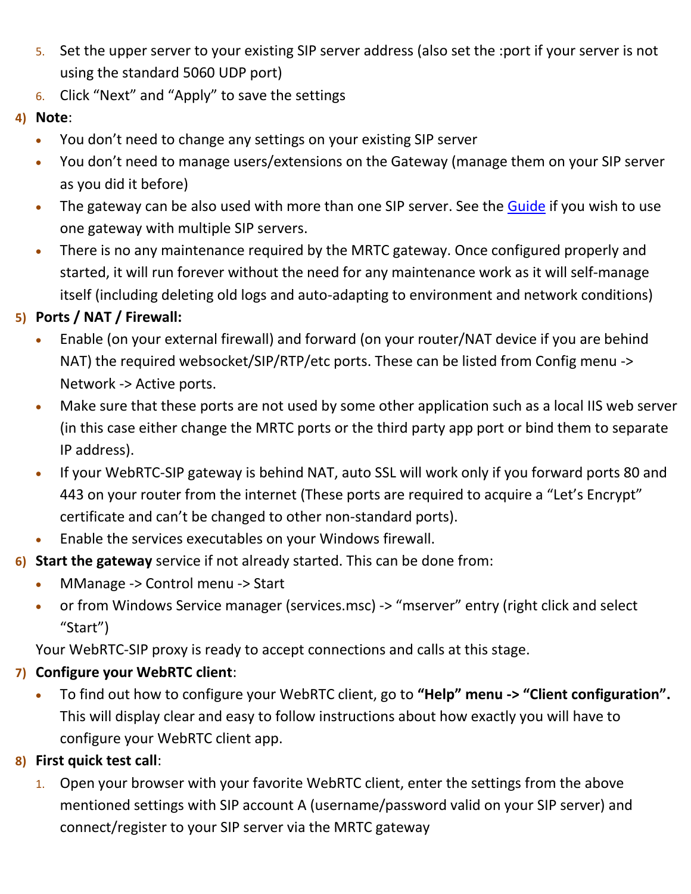5. Set the upper server to your existing SIP server address (also set the :port if your server is not using the standard 5060 UDP port)
6. Click "Next" and "Apply" to save the settings

4) **Note**:
   - You don't need to change any settings on your existing SIP server
   - You don't need to manage users/extensions on the Gateway (manage them on your SIP server as you did it before)
   - The gateway can be also used with more than one SIP server. See the Guide if you wish to use one gateway with multiple SIP servers.
   - There is no any maintenance required by the MRTC gateway. Once configured properly and started, it will run forever without the need for any maintenance work as it will self-manage itself (including deleting old logs and auto-adapting to environment and network conditions)

5) **Ports / NAT / Firewall:**
   - Enable (on your external firewall) and forward (on your router/NAT device if you are behind NAT) the required websocket/SIP/RTP/etc ports. These can be listed from Config menu -> Network -> Active ports.
   - Make sure that these ports are not used by some other application such as a local IIS web server (in this case either change the MRTC ports or the third party app port or bind them to separate IP address).
   - If your WebRTC-SIP gateway is behind NAT, auto SSL will work only if you forward ports 80 and 443 on your router from the internet (These ports are required to acquire a "Let's Encrypt" certificate and can't be changed to other non-standard ports).
   - Enable the services executables on your Windows firewall.

6) **Start the gateway** service if not already started. This can be done from:
   - MManage -> Control menu -> Start
   - or from Windows Service manager (services.msc) -> "mserver" entry (right click and select "Start")

   Your WebRTC-SIP proxy is ready to accept connections and calls at this stage.

7) **Configure your WebRTC client**:
   - To find out how to configure your WebRTC client, go to **"Help" menu -> "Client configuration".** This will display clear and easy to follow instructions about how exactly you will have to configure your WebRTC client app.

8) **First quick test call**:
   1. Open your browser with your favorite WebRTC client, enter the settings from the above mentioned settings with SIP account A (username/password valid on your SIP server) and connect/register to your SIP server via the MRTC gateway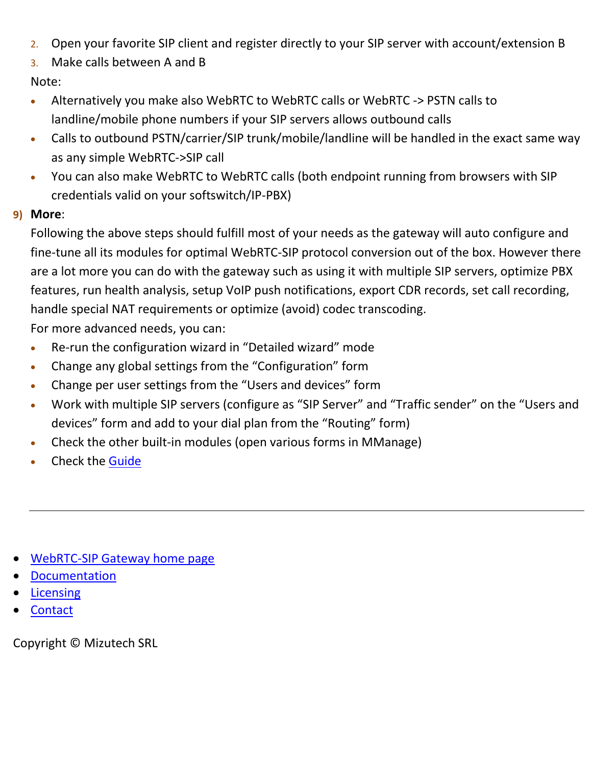2. Open your favorite SIP client and register directly to your SIP server with account/extension B
3. Make calls between A and B

Note:

- Alternatively you make also WebRTC to WebRTC calls or WebRTC -> PSTN calls to landline/mobile phone numbers if your SIP servers allows outbound calls
- Calls to outbound PSTN/carrier/SIP trunk/mobile/landline will be handled in the exact same way as any simple WebRTC->SIP call
- You can also make WebRTC to WebRTC calls (both endpoint running from browsers with SIP credentials valid on your softswitch/IP-PBX)

9) **More**:

Following the above steps should fulfill most of your needs as the gateway will auto configure and fine-tune all its modules for optimal WebRTC-SIP protocol conversion out of the box. However there are a lot more you can do with the gateway such as using it with multiple SIP servers, optimize PBX features, run health analysis, setup VoIP push notifications, export CDR records, set call recording, handle special NAT requirements or optimize (avoid) codec transcoding.

For more advanced needs, you can:

- Re-run the configuration wizard in “Detailed wizard” mode
- Change any global settings from the “Configuration” form
- Change per user settings from the “Users and devices” form
- Work with multiple SIP servers (configure as “SIP Server” and “Traffic sender” on the “Users and devices” form and add to your dial plan from the “Routing” form)
- Check the other built-in modules (open various forms in MManage)
- Check the Guide

---

- WebRTC-SIP Gateway home page
- Documentation
- Licensing
- Contact

Copyright © Mizutech SRL